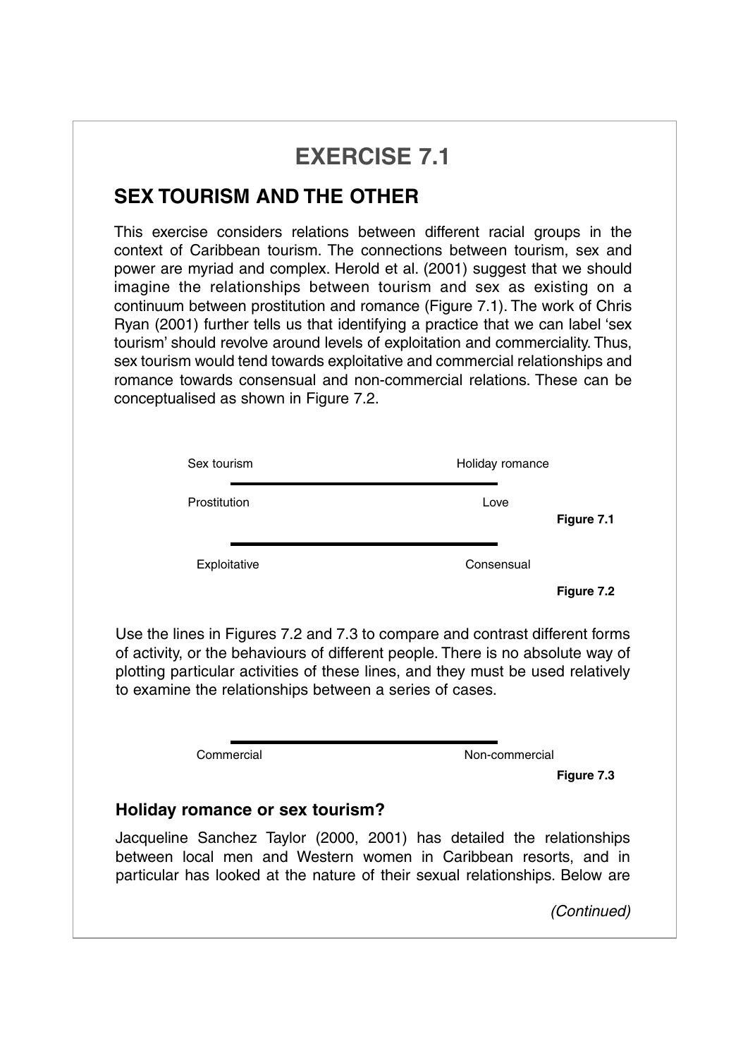# EXERCISE 7.1

## SEX TOURISM AND THE OTHER

This exercise considers relations between different racial groups in the context of Caribbean tourism. The connections between tourism, sex and power are myriad and complex. Herold et al. (2001) suggest that we should imagine the relationships between tourism and sex as existing on a continuum between prostitution and romance (Figure 7.1). The work of Chris Ryan (2001) further tells us that identifying a practice that we can label 'sex tourism' should revolve around levels of exploitation and commerciality. Thus, sex tourism would tend towards exploitative and commercial relationships and romance towards consensual and non-commercial relations. These can be conceptualised as shown in Figure 7.2.

Sex tourism ———————————— Holiday romance

Prostitution ———————————— Love

**Figure 7.1**

Exploitative ———————————— Consensual

**Figure 7.2**

Use the lines in Figures 7.2 and 7.3 to compare and contrast different forms of activity, or the behaviours of different people. There is no absolute way of plotting particular activities of these lines, and they must be used relatively to examine the relationships between a series of cases.

Commercial ———————————— Non-commercial

**Figure 7.3**

### Holiday romance or sex tourism?

Jacqueline Sanchez Taylor (2000, 2001) has detailed the relationships between local men and Western women in Caribbean resorts, and in particular has looked at the nature of their sexual relationships. Below are

*(Continued)*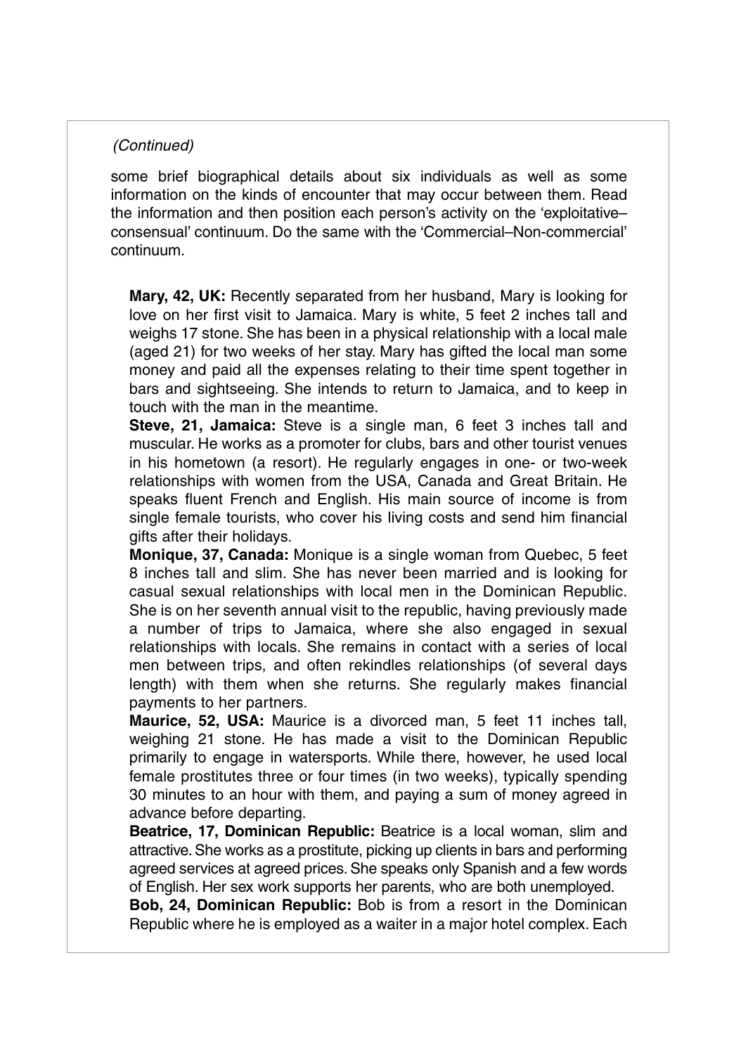*(Continued)*

some brief biographical details about six individuals as well as some information on the kinds of encounter that may occur between them. Read the information and then position each person's activity on the 'exploitative–consensual' continuum. Do the same with the 'Commercial–Non-commercial' continuum.

**Mary, 42, UK:** Recently separated from her husband, Mary is looking for love on her first visit to Jamaica. Mary is white, 5 feet 2 inches tall and weighs 17 stone. She has been in a physical relationship with a local male (aged 21) for two weeks of her stay. Mary has gifted the local man some money and paid all the expenses relating to their time spent together in bars and sightseeing. She intends to return to Jamaica, and to keep in touch with the man in the meantime.

**Steve, 21, Jamaica:** Steve is a single man, 6 feet 3 inches tall and muscular. He works as a promoter for clubs, bars and other tourist venues in his hometown (a resort). He regularly engages in one- or two-week relationships with women from the USA, Canada and Great Britain. He speaks fluent French and English. His main source of income is from single female tourists, who cover his living costs and send him financial gifts after their holidays.

**Monique, 37, Canada:** Monique is a single woman from Quebec, 5 feet 8 inches tall and slim. She has never been married and is looking for casual sexual relationships with local men in the Dominican Republic. She is on her seventh annual visit to the republic, having previously made a number of trips to Jamaica, where she also engaged in sexual relationships with locals. She remains in contact with a series of local men between trips, and often rekindles relationships (of several days length) with them when she returns. She regularly makes financial payments to her partners.

**Maurice, 52, USA:** Maurice is a divorced man, 5 feet 11 inches tall, weighing 21 stone. He has made a visit to the Dominican Republic primarily to engage in watersports. While there, however, he used local female prostitutes three or four times (in two weeks), typically spending 30 minutes to an hour with them, and paying a sum of money agreed in advance before departing.

**Beatrice, 17, Dominican Republic:** Beatrice is a local woman, slim and attractive. She works as a prostitute, picking up clients in bars and performing agreed services at agreed prices. She speaks only Spanish and a few words of English. Her sex work supports her parents, who are both unemployed.

**Bob, 24, Dominican Republic:** Bob is from a resort in the Dominican Republic where he is employed as a waiter in a major hotel complex. Each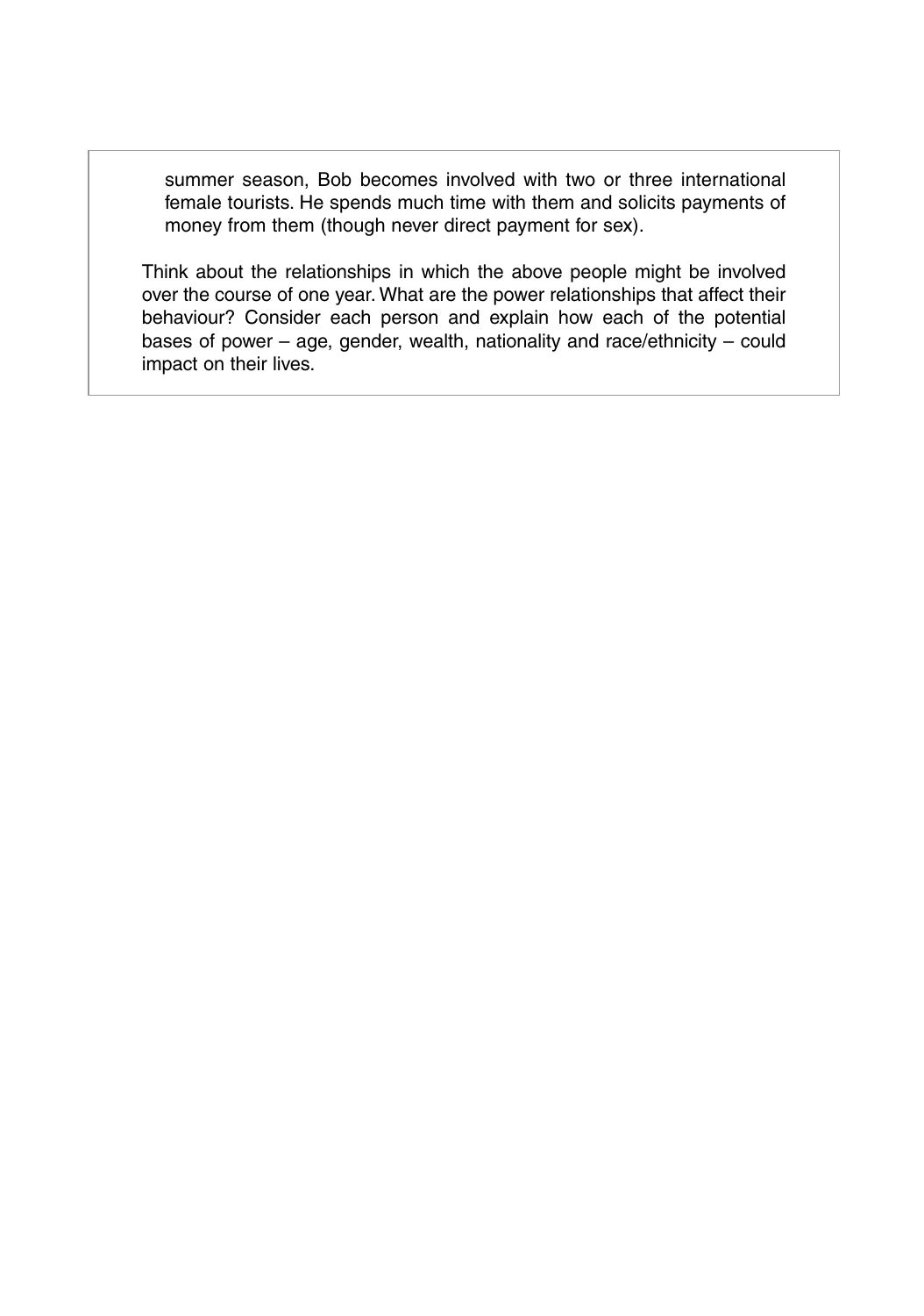summer season, Bob becomes involved with two or three international female tourists. He spends much time with them and solicits payments of money from them (though never direct payment for sex).

Think about the relationships in which the above people might be involved over the course of one year. What are the power relationships that affect their behaviour? Consider each person and explain how each of the potential bases of power – age, gender, wealth, nationality and race/ethnicity – could impact on their lives.